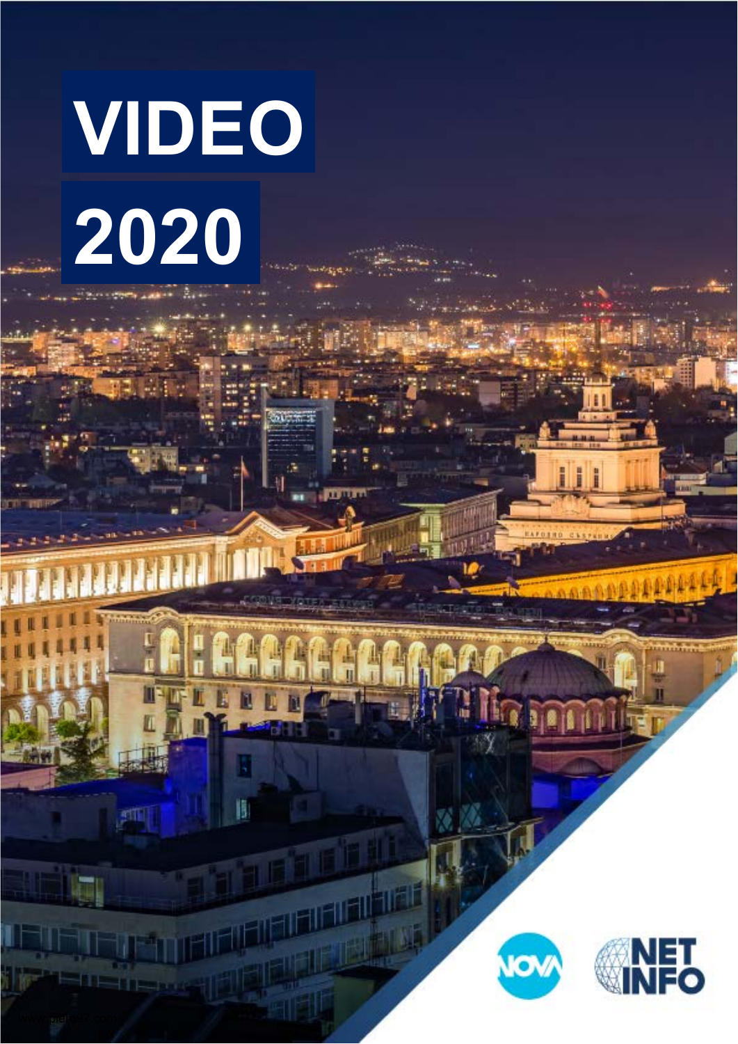# VIDEO

# 2020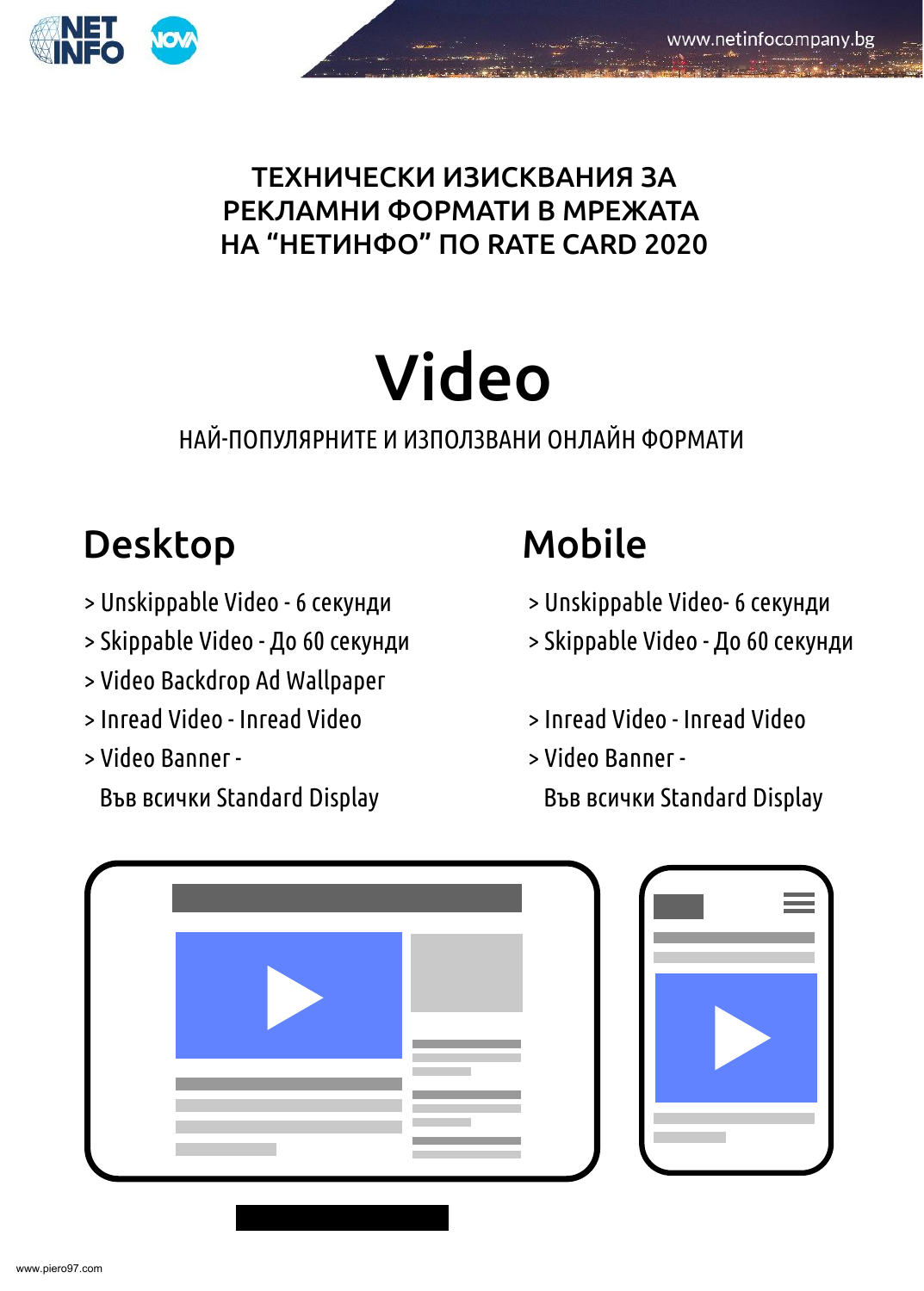# ТЕХНИЧЕСКИ ИЗИСКВАНИЯ ЗА РЕКЛАМНИ ФОРМАТИ В МРЕЖАТА НА "НЕТИНФО" ПО RATE CARD 2020

# Video

НАЙ-ПОПУЛЯРНИТЕ И ИЗПОЛЗВАНИ ОНЛАЙН ФОРМАТИ

## Desktop

> Unskippable Video - 6 секунди
> Skippable Video - До 60 секунди
> Video Backdrop Ad Wallpaper
> Inread Video - Inread Video
> Video Banner - Във всички Standard Display

## Mobile

> Unskippable Video- 6 секунди
> Skippable Video - До 60 секунди
> Inread Video - Inread Video
> Video Banner - Във всички Standard Display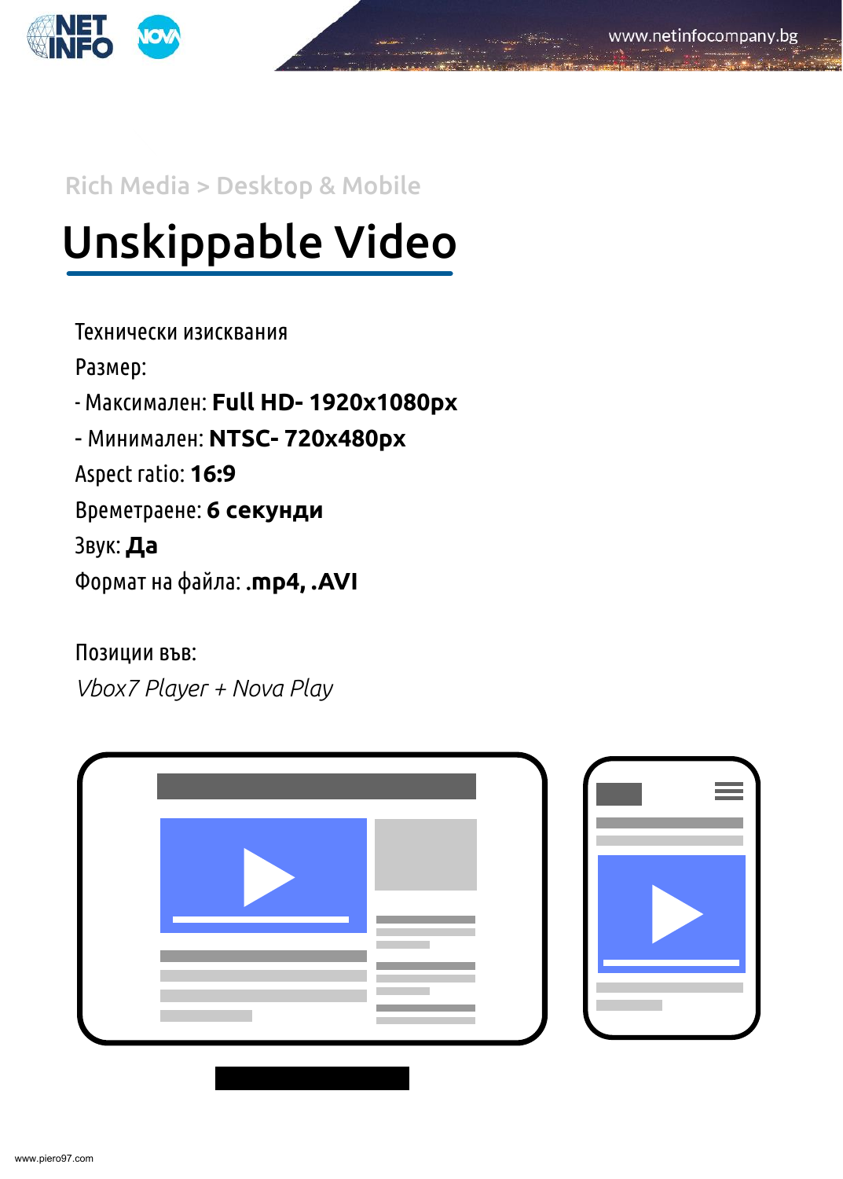Rich Media > Desktop & Mobile

# Unskippable Video

Технически изисквания

Размер:

- Максимален: **Full HD- 1920x1080px**
- Минимален: **NTSC- 720x480px**

Aspect ratio: **16:9**

Времетраене: **6 секунди**

Звук: **Да**

Формат на файла: **.mp4, .AVI**

Позиции във:

*Vbox7 Player + Nova Play*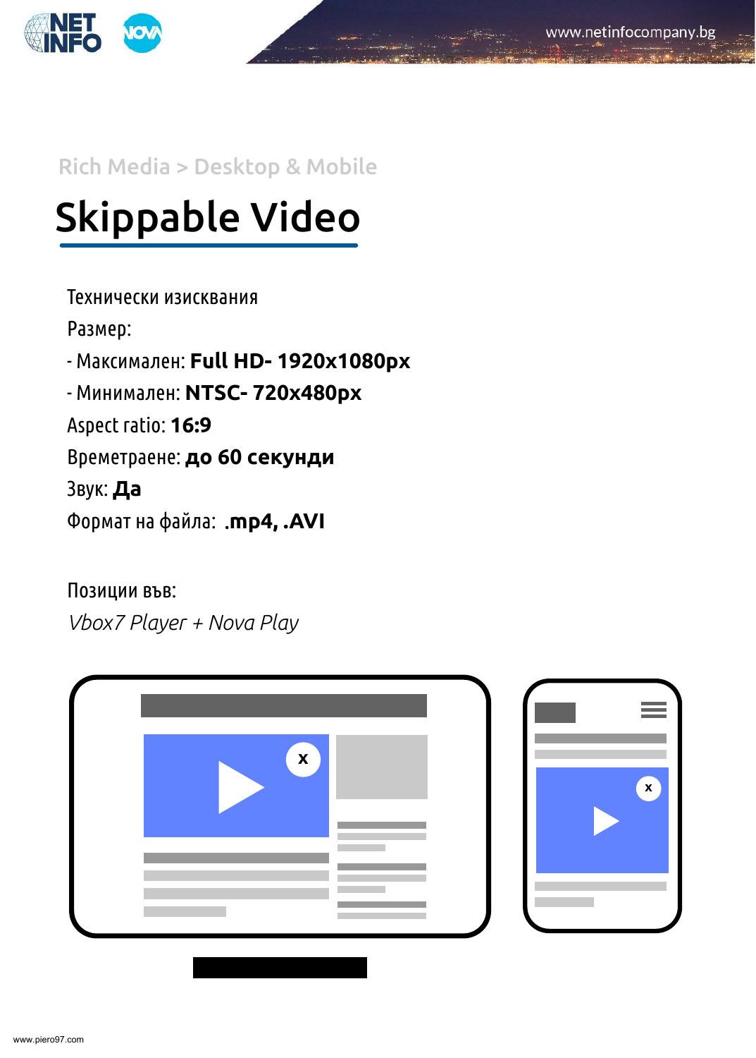Rich Media > Desktop & Mobile

# Skippable Video

Технически изисквания

Размер:

- Максимален: **Full HD- 1920x1080px**
- Минимален: **NTSC- 720x480px**

Aspect ratio: **16:9**

Времетраене: **до 60 секунди**

Звук: **Да**

Формат на файла: **.mp4, .AVI**

Позиции във:

*Vbox7 Player + Nova Play*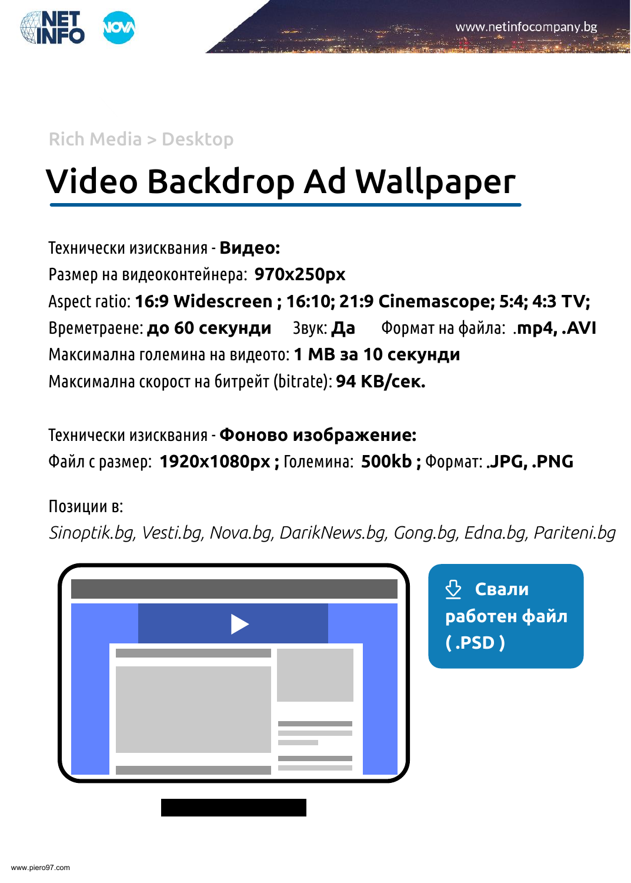Rich Media > Desktop

# Video Backdrop Ad Wallpaper

Технически изисквания - **Видео:**

Размер на видеоконтейнера: **970x250px**

Aspect ratio: **16:9 Widescreen ; 16:10; 21:9 Cinemascope; 5:4; 4:3 TV;**

Времетраене: **до 60 секунди** Звук: **Да** Формат на файла: **.mp4, .AVI**

Максимална големина на видеото: **1 MB за 10 секунди**

Максимална скорост на битрейт (bitrate): **94 KB/сек.**

Технически изисквания - **Фоново изображение:**

Файл с размер: **1920x1080px ;** Големина: **500kb ;** Формат: **.JPG, .PNG**

Позиции в:

*Sinoptik.bg, Vesti.bg, Nova.bg, DarikNews.bg, Gong.bg, Edna.bg, Pariteni.bg*

**Свали работен файл (.PSD)**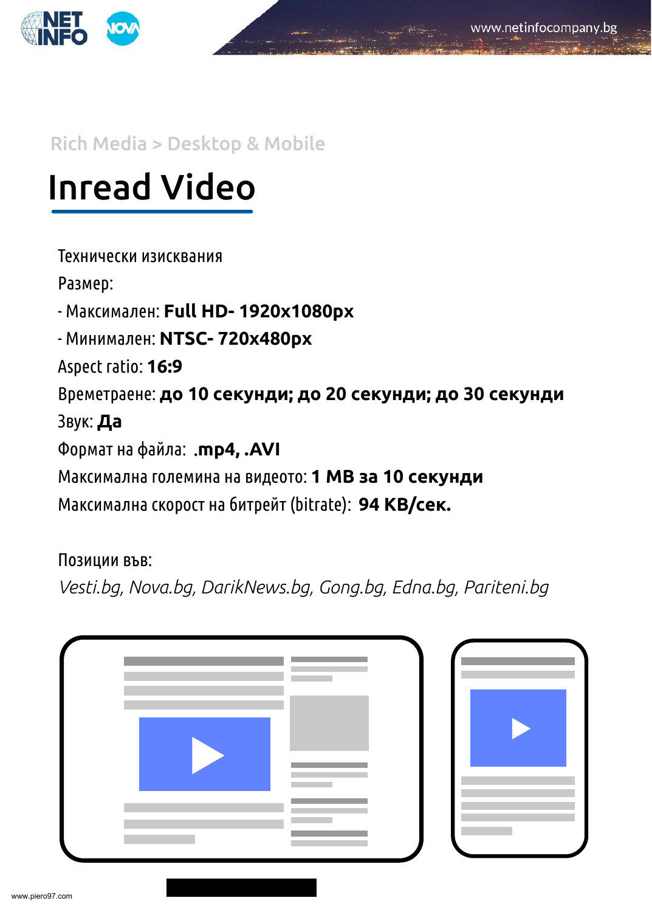Rich Media > Desktop & Mobile

# Inread Video

Технически изисквания

Размер:

- Максимален: **Full HD- 1920x1080px**
- Минимален: **NTSC- 720x480px**

Aspect ratio: **16:9**

Времетраене: **до 10 секунди; до 20 секунди; до 30 секунди**

Звук: **Да**

Формат на файла: **.mp4, .AVI**

Максимална големина на видеото: **1 MB за 10 секунди**

Максимална скорост на битрейт (bitrate): **94 KB/сек.**

Позиции във:

*Vesti.bg, Nova.bg, DarikNews.bg, Gong.bg, Edna.bg, Pariteni.bg*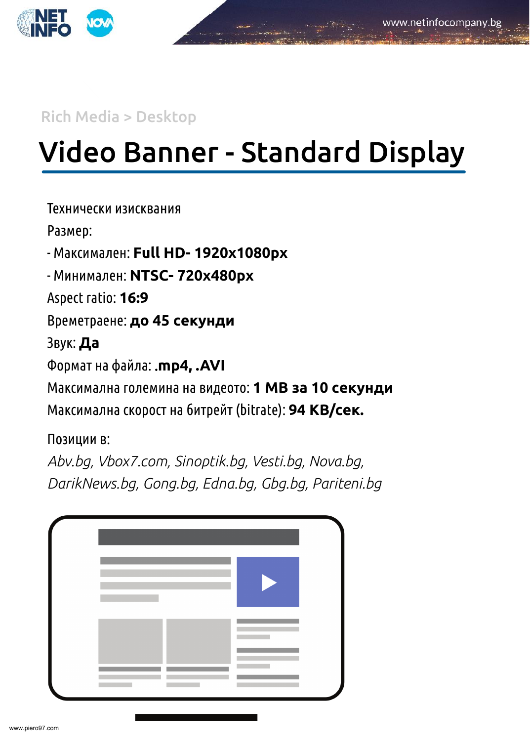Rich Media > Desktop

# Video Banner - Standard Display

Технически изисквания

Размер:

- Максимален: **Full HD- 1920x1080px**
- Минимален: **NTSC- 720x480px**

Aspect ratio: **16:9**

Времетраене: **до 45 секунди**

Звук: **Да**

Формат на файла: **.mp4, .AVI**

Максимална големина на видеото: **1 MB за 10 секунди**

Максимална скорост на битрейт (bitrate): **94 KB/сек.**

Позиции в:

*Abv.bg, Vbox7.com, Sinoptik.bg, Vesti.bg, Nova.bg, DarikNews.bg, Gong.bg, Edna.bg, Gbg.bg, Pariteni.bg*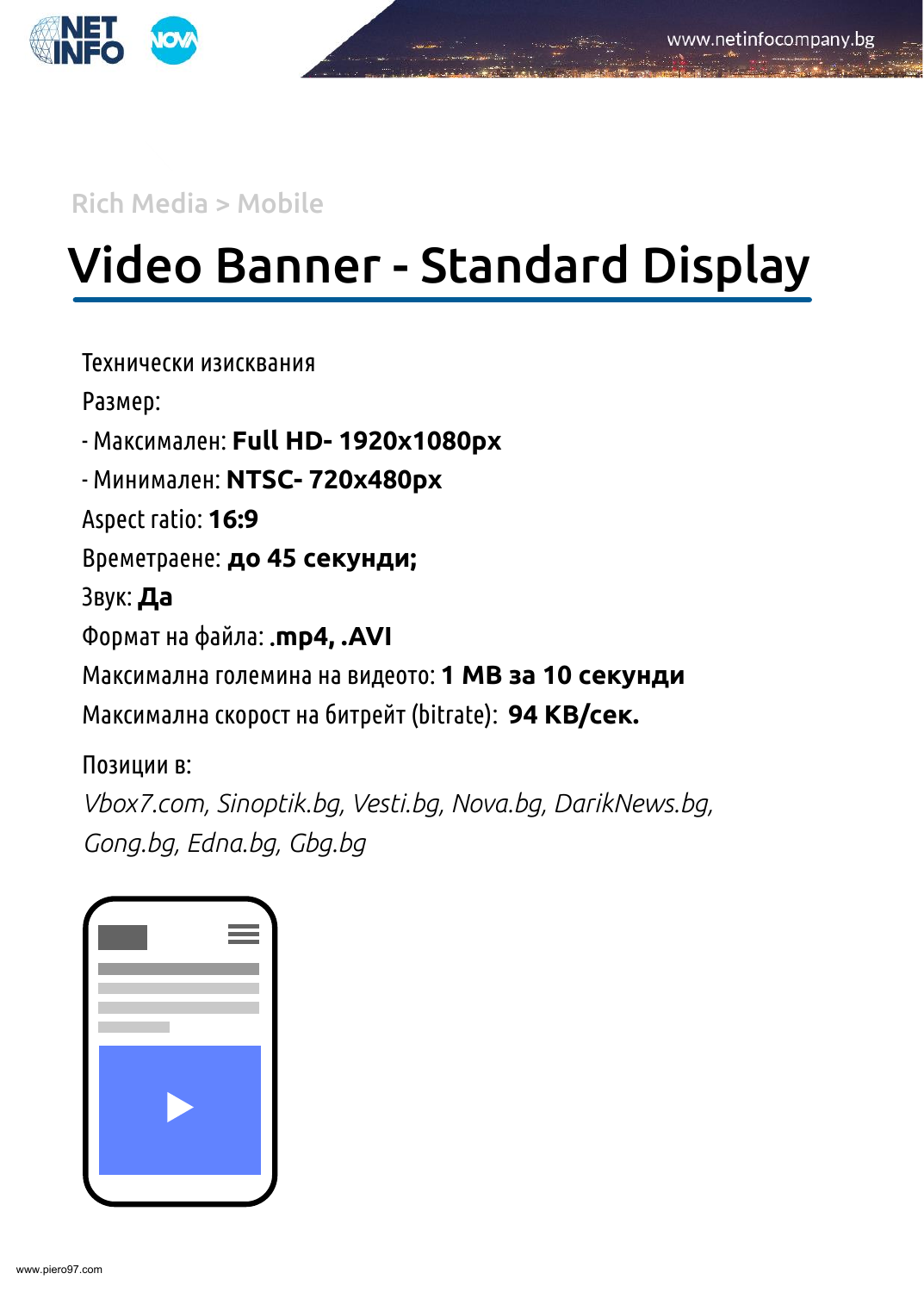Rich Media > Mobile

# Video Banner - Standard Display

Технически изисквания

Размер:

- Максимален: **Full HD- 1920x1080px**
- Минимален: **NTSC- 720x480px**

Aspect ratio: **16:9**

Времетраене: **до 45 секунди;**

Звук: **Да**

Формат на файла: **.mp4, .AVI**

Максимална големина на видеото: **1 MB за 10 секунди**

Максимална скорост на битрейт (bitrate): **94 KB/сек.**

Позиции в:

*Vbox7.com, Sinoptik.bg, Vesti.bg, Nova.bg, DarikNews.bg, Gong.bg, Edna.bg, Gbg.bg*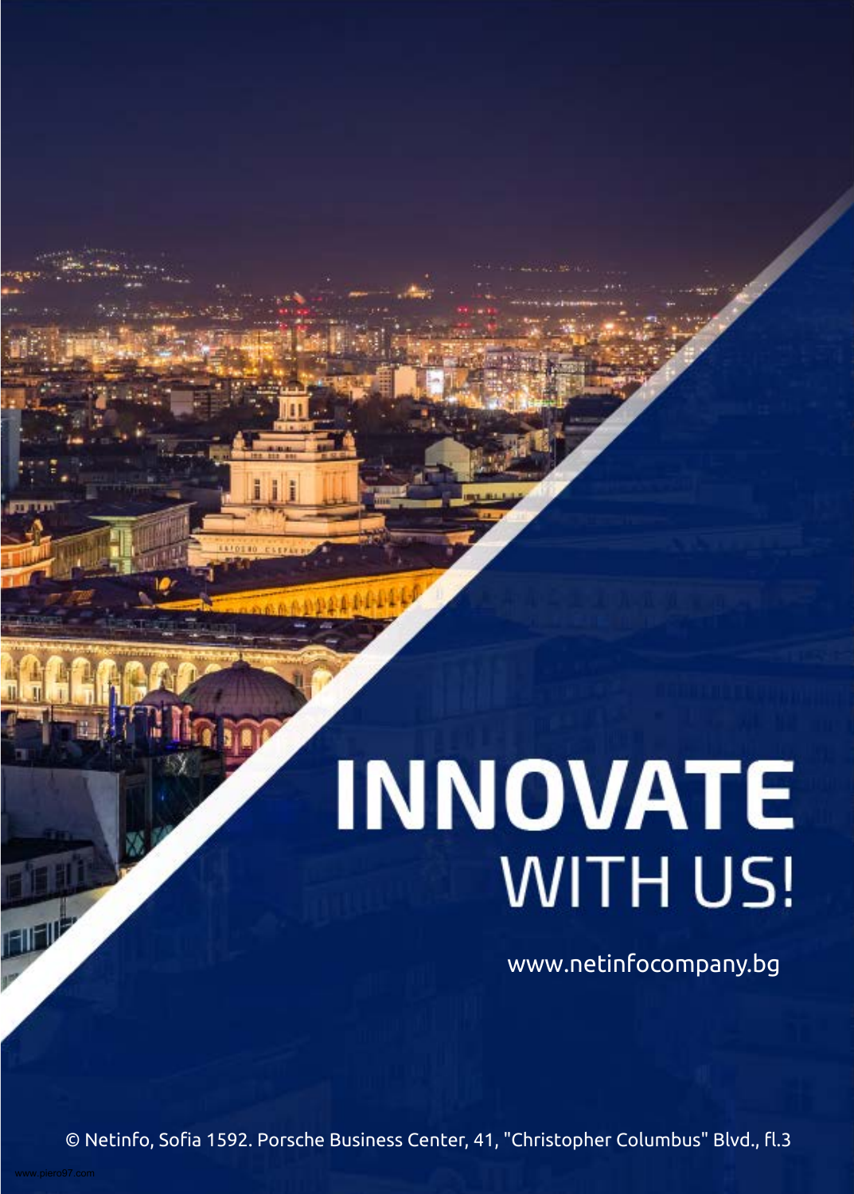# INNOVATE WITH US!

www.netinfocompany.bg

© Netinfo, Sofia 1592. Porsche Business Center, 41, "Christopher Columbus" Blvd., fl.3